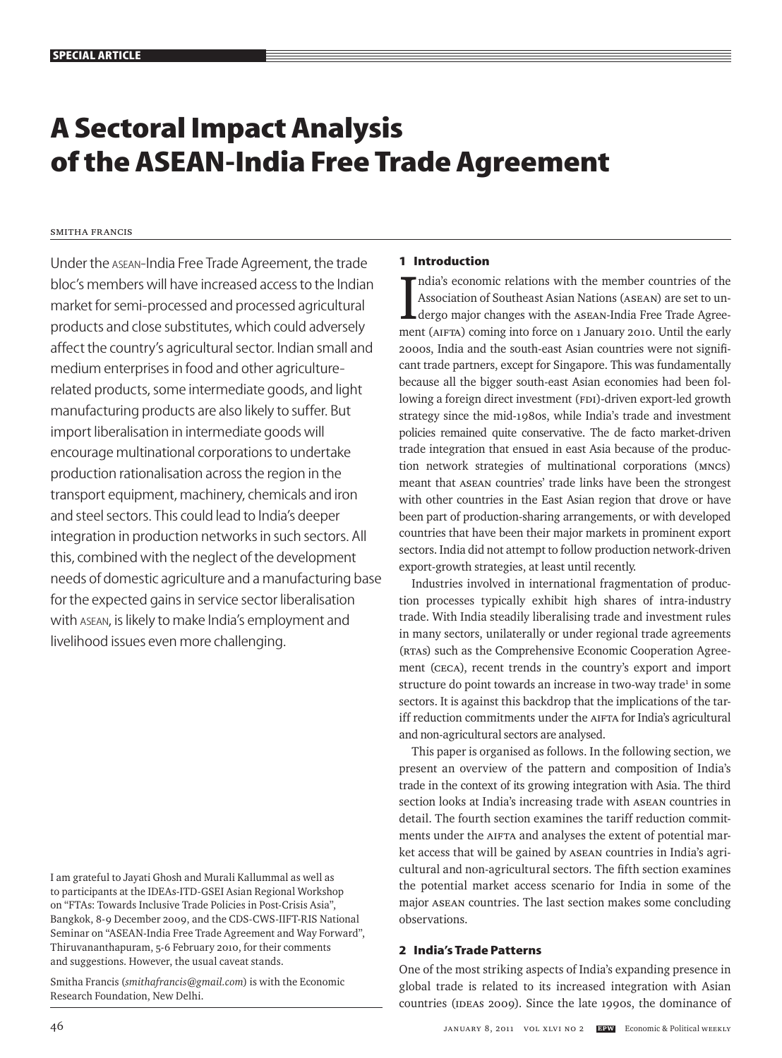# A Sectoral Impact Analysis of the ASEAN-India Free Trade Agreement

SMITHA FRANCIS

Under the ASEAN-India Free Trade Agreement, the trade bloc's members will have increased access to the Indian market for semi-processed and processed agricultural products and close substitutes, which could adversely affect the country's agricultural sector. Indian small and medium enterprises in food and other agriculture-related products, some intermediate goods, and light manufacturing products are also likely to suffer. But import liberalisation in intermediate goods will encourage multinational corporations to undertake production rationalisation across the region in the transport equipment, machinery, chemicals and iron and steel sectors. This could lead to India's deeper integration in production networks in such sectors. All this, combined with the neglect of the development needs of domestic agriculture and a manufacturing base for the expected gains in service sector liberalisation with ASEAN, is likely to make India's employment and livelihood issues even more challenging.

I am grateful to Jayati Ghosh and Murali Kallummal as well as to participants at the IDEAs-ITD-GSEI Asian Regional Workshop on "FTAs: Towards Inclusive Trade Policies in Post-Crisis Asia", Bangkok, 8-9 December 2009, and the CDS-CWS-IIFT-RIS National Seminar on "ASEAN-India Free Trade Agreement and Way Forward", Thiruvananthapuram, 5-6 February 2010, for their comments and suggestions. However, the usual caveat stands.

Smitha Francis (*smithafrancis@gmail.com*) is with the Economic Research Foundation, New Delhi.

## 1 Introduction

India's economic relations with the member countries of the Association of Southeast Asian Nations (ASEAN) are set to undergo major changes with the ASEAN-India Free Trade Agreement (AIFTA) coming into force on 1 January 2010. Until the early 2000s, India and the south-east Asian countries were not significant trade partners, except for Singapore. This was fundamentally because all the bigger south-east Asian economies had been following a foreign direct investment (FDI)-driven export-led growth strategy since the mid-1980s, while India's trade and investment policies remained quite conservative. The de facto market-driven trade integration that ensued in east Asia because of the production network strategies of multinational corporations (MNCs) meant that ASEAN countries' trade links have been the strongest with other countries in the East Asian region that drove or have been part of production-sharing arrangements, or with developed countries that have been their major markets in prominent export sectors. India did not attempt to follow production network-driven export-growth strategies, at least until recently.

Industries involved in international fragmentation of production processes typically exhibit high shares of intra-industry trade. With India steadily liberalising trade and investment rules in many sectors, unilaterally or under regional trade agreements (RTAs) such as the Comprehensive Economic Cooperation Agreement (CECA), recent trends in the country's export and import structure do point towards an increase in two-way trade[1] in some sectors. It is against this backdrop that the implications of the tariff reduction commitments under the AIFTA for India's agricultural and non-agricultural sectors are analysed.

This paper is organised as follows. In the following section, we present an overview of the pattern and composition of India's trade in the context of its growing integration with Asia. The third section looks at India's increasing trade with ASEAN countries in detail. The fourth section examines the tariff reduction commitments under the AIFTA and analyses the extent of potential market access that will be gained by ASEAN countries in India's agricultural and non-agricultural sectors. The fifth section examines the potential market access scenario for India in some of the major ASEAN countries. The last section makes some concluding observations.

## 2 India's Trade Patterns

One of the most striking aspects of India's expanding presence in global trade is related to its increased integration with Asian countries (IDEAS 2009). Since the late 1990s, the dominance of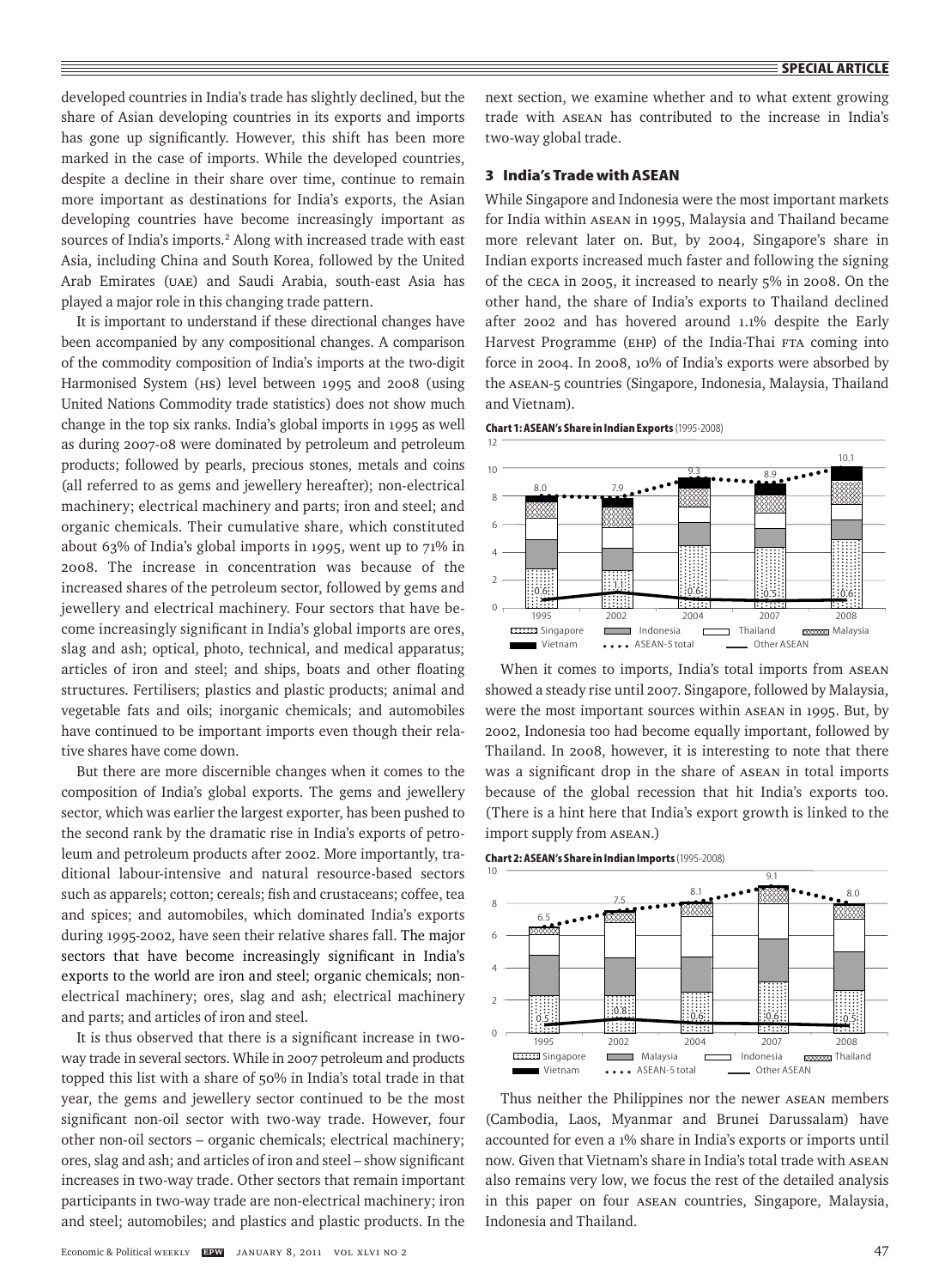developed countries in India's trade has slightly declined, but the share of Asian developing countries in its exports and imports has gone up significantly. However, this shift has been more marked in the case of imports. While the developed countries, despite a decline in their share over time, continue to remain more important as destinations for India's exports, the Asian developing countries have become increasingly important as sources of India's imports.[2] Along with increased trade with east Asia, including China and South Korea, followed by the United Arab Emirates (UAE) and Saudi Arabia, south-east Asia has played a major role in this changing trade pattern.

It is important to understand if these directional changes have been accompanied by any compositional changes. A comparison of the commodity composition of India's imports at the two-digit Harmonised System (HS) level between 1995 and 2008 (using United Nations Commodity trade statistics) does not show much change in the top six ranks. India's global imports in 1995 as well as during 2007-08 were dominated by petroleum and petroleum products; followed by pearls, precious stones, metals and coins (all referred to as gems and jewellery hereafter); non-electrical machinery; electrical machinery and parts; iron and steel; and organic chemicals. Their cumulative share, which constituted about 63% of India's global imports in 1995, went up to 71% in 2008. The increase in concentration was because of the increased shares of the petroleum sector, followed by gems and jewellery and electrical machinery. Four sectors that have become increasingly significant in India's global imports are ores, slag and ash; optical, photo, technical, and medical apparatus; articles of iron and steel; and ships, boats and other floating structures. Fertilisers; plastics and plastic products; animal and vegetable fats and oils; inorganic chemicals; and automobiles have continued to be important imports even though their relative shares have come down.

But there are more discernible changes when it comes to the composition of India's global exports. The gems and jewellery sector, which was earlier the largest exporter, has been pushed to the second rank by the dramatic rise in India's exports of petroleum and petroleum products after 2002. More importantly, traditional labour-intensive and natural resource-based sectors such as apparels; cotton; cereals; fish and crustaceans; coffee, tea and spices; and automobiles, which dominated India's exports during 1995-2002, have seen their relative shares fall. The major sectors that have become increasingly significant in India's exports to the world are iron and steel; organic chemicals; non-electrical machinery; ores, slag and ash; electrical machinery and parts; and articles of iron and steel.

It is thus observed that there is a significant increase in two-way trade in several sectors. While in 2007 petroleum and products topped this list with a share of 50% in India's total trade in that year, the gems and jewellery sector continued to be the most significant non-oil sector with two-way trade. However, four other non-oil sectors – organic chemicals; electrical machinery; ores, slag and ash; and articles of iron and steel – show significant increases in two-way trade. Other sectors that remain important participants in two-way trade are non-electrical machinery; iron and steel; automobiles; and plastics and plastic products. In the next section, we examine whether and to what extent growing trade with ASEAN has contributed to the increase in India's two-way global trade.

## 3 India's Trade with ASEAN

While Singapore and Indonesia were the most important markets for India within ASEAN in 1995, Malaysia and Thailand became more relevant later on. But, by 2004, Singapore's share in Indian exports increased much faster and following the signing of the CECA in 2005, it increased to nearly 5% in 2008. On the other hand, the share of India's exports to Thailand declined after 2002 and has hovered around 1.1% despite the Early Harvest Programme (EHP) of the India-Thai FTA coming into force in 2004. In 2008, 10% of India's exports were absorbed by the ASEAN-5 countries (Singapore, Indonesia, Malaysia, Thailand and Vietnam).

**Chart 1: ASEAN's Share in Indian Exports** (1995-2008)

| | 1995 | 2002 | 2004 | 2007 | 2008 |
|---|---|---|---|---|---|
| ASEAN-5 total | 8.0 | 7.9 | 9.3 | 8.9 | 10.1 |
| Other ASEAN | 0.6 | 1.1 | 0.6 | 0.5 | 0.6 |

Legend: Singapore, Indonesia, Thailand, Malaysia, Vietnam, ASEAN-5 total, Other ASEAN

When it comes to imports, India's total imports from ASEAN showed a steady rise until 2007. Singapore, followed by Malaysia, were the most important sources within ASEAN in 1995. But, by 2002, Indonesia too had become equally important, followed by Thailand. In 2008, however, it is interesting to note that there was a significant drop in the share of ASEAN in total imports because of the global recession that hit India's exports too. (There is a hint here that India's export growth is linked to the import supply from ASEAN.)

**Chart 2: ASEAN's Share in Indian Imports** (1995-2008)

| | 1995 | 2002 | 2004 | 2007 | 2008 |
|---|---|---|---|---|---|
| ASEAN-5 total | 6.5 | 7.5 | 8.1 | 9.1 | 8.0 |
| Other ASEAN | 0.5 | 0.8 | 0.6 | 0.6 | 0.5 |

Legend: Singapore, Malaysia, Indonesia, Thailand, Vietnam, ASEAN-5 total, Other ASEAN

Thus neither the Philippines nor the newer ASEAN members (Cambodia, Laos, Myanmar and Brunei Darussalam) have accounted for even a 1% share in India's exports or imports until now. Given that Vietnam's share in India's total trade with ASEAN also remains very low, we focus the rest of the detailed analysis in this paper on four ASEAN countries, Singapore, Malaysia, Indonesia and Thailand.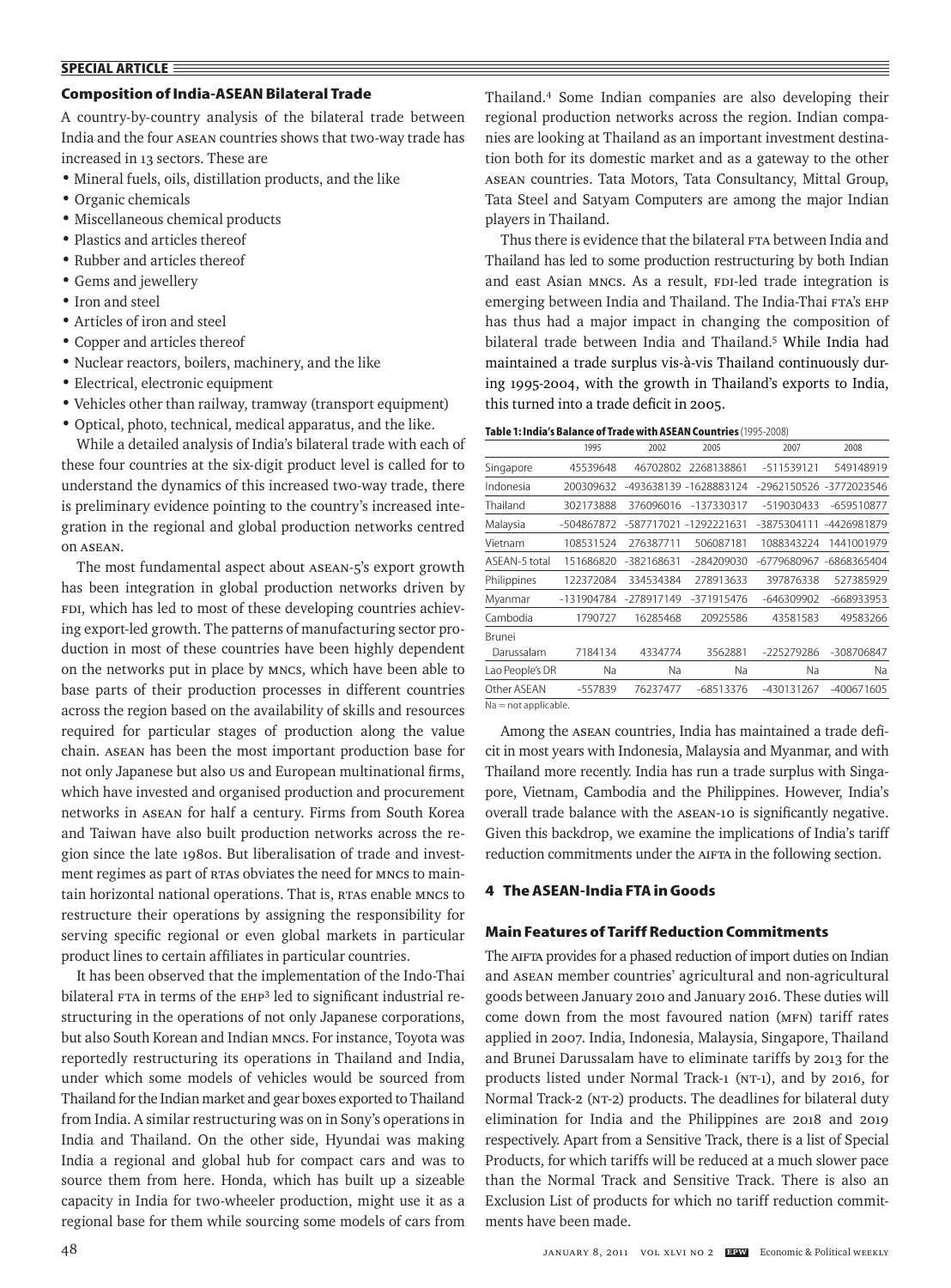## Composition of India-ASEAN Bilateral Trade

A country-by-country analysis of the bilateral trade between India and the four ASEAN countries shows that two-way trade has increased in 13 sectors. These are

- Mineral fuels, oils, distillation products, and the like
- Organic chemicals
- Miscellaneous chemical products
- Plastics and articles thereof
- Rubber and articles thereof
- Gems and jewellery
- Iron and steel
- Articles of iron and steel
- Copper and articles thereof
- Nuclear reactors, boilers, machinery, and the like
- Electrical, electronic equipment
- Vehicles other than railway, tramway (transport equipment)
- Optical, photo, technical, medical apparatus, and the like.

While a detailed analysis of India's bilateral trade with each of these four countries at the six-digit product level is called for to understand the dynamics of this increased two-way trade, there is preliminary evidence pointing to the country's increased integration in the regional and global production networks centred on ASEAN.

The most fundamental aspect about ASEAN-5's export growth has been integration in global production networks driven by FDI, which has led to most of these developing countries achieving export-led growth. The patterns of manufacturing sector production in most of these countries have been highly dependent on the networks put in place by MNCs, which have been able to base parts of their production processes in different countries across the region based on the availability of skills and resources required for particular stages of production along the value chain. ASEAN has been the most important production base for not only Japanese but also US and European multinational firms, which have invested and organised production and procurement networks in ASEAN for half a century. Firms from South Korea and Taiwan have also built production networks across the region since the late 1980s. But liberalisation of trade and investment regimes as part of RTAs obviates the need for MNCs to maintain horizontal national operations. That is, RTAs enable MNCs to restructure their operations by assigning the responsibility for serving specific regional or even global markets in particular product lines to certain affiliates in particular countries.

It has been observed that the implementation of the Indo-Thai bilateral FTA in terms of the EHP[3] led to significant industrial restructuring in the operations of not only Japanese corporations, but also South Korean and Indian MNCs. For instance, Toyota was reportedly restructuring its operations in Thailand and India, under which some models of vehicles would be sourced from Thailand for the Indian market and gear boxes exported to Thailand from India. A similar restructuring was on in Sony's operations in India and Thailand. On the other side, Hyundai was making India a regional and global hub for compact cars and was to source them from here. Honda, which has built up a sizeable capacity in India for two-wheeler production, might use it as a regional base for them while sourcing some models of cars from Thailand.[4] Some Indian companies are also developing their regional production networks across the region. Indian companies are looking at Thailand as an important investment destination both for its domestic market and as a gateway to the other ASEAN countries. Tata Motors, Tata Consultancy, Mittal Group, Tata Steel and Satyam Computers are among the major Indian players in Thailand.

Thus there is evidence that the bilateral FTA between India and Thailand has led to some production restructuring by both Indian and east Asian MNCs. As a result, FDI-led trade integration is emerging between India and Thailand. The India-Thai FTA's EHP has thus had a major impact in changing the composition of bilateral trade between India and Thailand.[5] While India had maintained a trade surplus vis-à-vis Thailand continuously during 1995-2004, with the growth in Thailand's exports to India, this turned into a trade deficit in 2005.

**Table 1: India's Balance of Trade with ASEAN Countries** (1995-2008)

| | 1995 | 2002 | 2005 | 2007 | 2008 |
|---|---|---|---|---|---|
| Singapore | 45539648 | 46702802 | 2268138861 | -511539121 | 549148919 |
| Indonesia | 200309632 | -493638139 | -1628883124 | -2962150526 | -3772023546 |
| Thailand | 302173888 | 376096016 | -137330317 | -519030433 | -659510877 |
| Malaysia | -504867872 | -587717021 | -1292221631 | -3875304111 | -4426981879 |
| Vietnam | 108531524 | 276387711 | 506087181 | 1088343224 | 1441001979 |
| ASEAN-5 total | 151686820 | -382168631 | -284209030 | -6779680967 | -6868365404 |
| Philippines | 122372084 | 334534384 | 278913633 | 397876338 | 527385929 |
| Myanmar | -131904784 | -278917149 | -371915476 | -646309902 | -668933953 |
| Cambodia | 1790727 | 16285468 | 20925586 | 43581583 | 49583266 |
| Brunei Darussalam | 7184134 | 4334774 | 3562881 | -225279286 | -308706847 |
| Lao People's DR | Na | Na | Na | Na | Na |
| Other ASEAN | -557839 | 76237477 | -68513376 | -430131267 | -400671605 |

Na = not applicable.

Among the ASEAN countries, India has maintained a trade deficit in most years with Indonesia, Malaysia and Myanmar, and with Thailand more recently. India has run a trade surplus with Singapore, Vietnam, Cambodia and the Philippines. However, India's overall trade balance with the ASEAN-10 is significantly negative. Given this backdrop, we examine the implications of India's tariff reduction commitments under the AIFTA in the following section.

## 4 The ASEAN-India FTA in Goods

### Main Features of Tariff Reduction Commitments

The AIFTA provides for a phased reduction of import duties on Indian and ASEAN member countries' agricultural and non-agricultural goods between January 2010 and January 2016. These duties will come down from the most favoured nation (MFN) tariff rates applied in 2007. India, Indonesia, Malaysia, Singapore, Thailand and Brunei Darussalam have to eliminate tariffs by 2013 for the products listed under Normal Track-1 (NT-1), and by 2016, for Normal Track-2 (NT-2) products. The deadlines for bilateral duty elimination for India and the Philippines are 2018 and 2019 respectively. Apart from a Sensitive Track, there is a list of Special Products, for which tariffs will be reduced at a much slower pace than the Normal Track and Sensitive Track. There is also an Exclusion List of products for which no tariff reduction commitments have been made.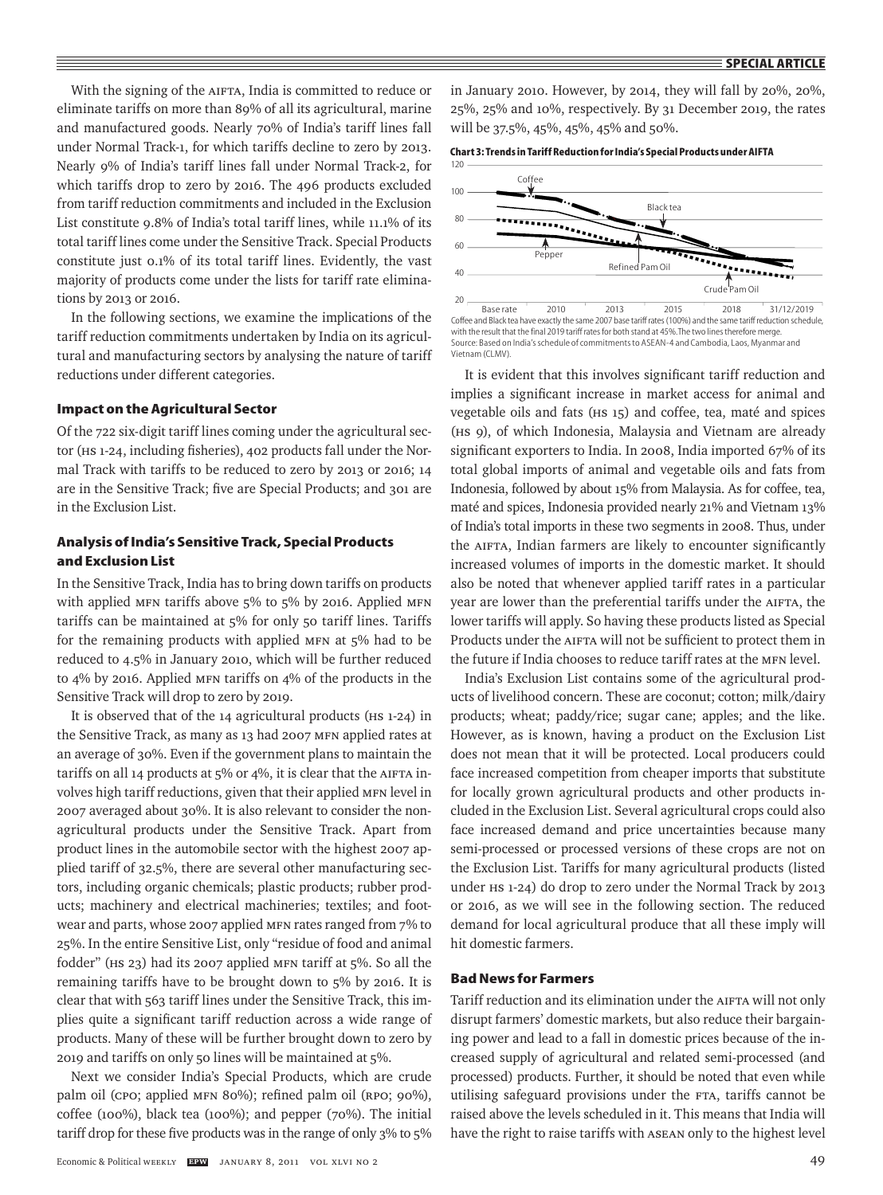With the signing of the AIFTA, India is committed to reduce or eliminate tariffs on more than 89% of all its agricultural, marine and manufactured goods. Nearly 70% of India's tariff lines fall under Normal Track-1, for which tariffs decline to zero by 2013. Nearly 9% of India's tariff lines fall under Normal Track-2, for which tariffs drop to zero by 2016. The 496 products excluded from tariff reduction commitments and included in the Exclusion List constitute 9.8% of India's total tariff lines, while 11.1% of its total tariff lines come under the Sensitive Track. Special Products constitute just 0.1% of its total tariff lines. Evidently, the vast majority of products come under the lists for tariff rate eliminations by 2013 or 2016.

In the following sections, we examine the implications of the tariff reduction commitments undertaken by India on its agricultural and manufacturing sectors by analysing the nature of tariff reductions under different categories.

### Impact on the Agricultural Sector

Of the 722 six-digit tariff lines coming under the agricultural sector (HS 1-24, including fisheries), 402 products fall under the Normal Track with tariffs to be reduced to zero by 2013 or 2016; 14 are in the Sensitive Track; five are Special Products; and 301 are in the Exclusion List.

### Analysis of India's Sensitive Track, Special Products and Exclusion List

In the Sensitive Track, India has to bring down tariffs on products with applied MFN tariffs above 5% to 5% by 2016. Applied MFN tariffs can be maintained at 5% for only 50 tariff lines. Tariffs for the remaining products with applied MFN at 5% had to be reduced to 4.5% in January 2010, which will be further reduced to 4% by 2016. Applied MFN tariffs on 4% of the products in the Sensitive Track will drop to zero by 2019.

It is observed that of the 14 agricultural products (HS 1-24) in the Sensitive Track, as many as 13 had 2007 MFN applied rates at an average of 30%. Even if the government plans to maintain the tariffs on all 14 products at 5% or 4%, it is clear that the AIFTA involves high tariff reductions, given that their applied MFN level in 2007 averaged about 30%. It is also relevant to consider the non-agricultural products under the Sensitive Track. Apart from product lines in the automobile sector with the highest 2007 applied tariff of 32.5%, there are several other manufacturing sectors, including organic chemicals; plastic products; rubber products; machinery and electrical machineries; textiles; and footwear and parts, whose 2007 applied MFN rates ranged from 7% to 25%. In the entire Sensitive List, only "residue of food and animal fodder" (HS 23) had its 2007 applied MFN tariff at 5%. So all the remaining tariffs have to be brought down to 5% by 2016. It is clear that with 563 tariff lines under the Sensitive Track, this implies quite a significant tariff reduction across a wide range of products. Many of these will be further brought down to zero by 2019 and tariffs on only 50 lines will be maintained at 5%.

Next we consider India's Special Products, which are crude palm oil (CPO; applied MFN 80%); refined palm oil (RPO; 90%), coffee (100%), black tea (100%); and pepper (70%). The initial tariff drop for these five products was in the range of only 3% to 5% in January 2010. However, by 2014, they will fall by 20%, 20%, 25%, 25% and 10%, respectively. By 31 December 2019, the rates will be 37.5%, 45%, 45%, 45% and 50%.

**Chart 3: Trends in Tariff Reduction for India's Special Products under AIFTA**

Coffee and Black tea have exactly the same 2007 base tariff rates (100%) and the same tariff reduction schedule, with the result that the final 2019 tariff rates for both stand at 45%. The two lines therefore merge.
Source: Based on India's schedule of commitments to ASEAN-4 and Cambodia, Laos, Myanmar and Vietnam (CLMV).

It is evident that this involves significant tariff reduction and implies a significant increase in market access for animal and vegetable oils and fats (HS 15) and coffee, tea, maté and spices (HS 9), of which Indonesia, Malaysia and Vietnam are already significant exporters to India. In 2008, India imported 67% of its total global imports of animal and vegetable oils and fats from Indonesia, followed by about 15% from Malaysia. As for coffee, tea, maté and spices, Indonesia provided nearly 21% and Vietnam 13% of India's total imports in these two segments in 2008. Thus, under the AIFTA, Indian farmers are likely to encounter significantly increased volumes of imports in the domestic market. It should also be noted that whenever applied tariff rates in a particular year are lower than the preferential tariffs under the AIFTA, the lower tariffs will apply. So having these products listed as Special Products under the AIFTA will not be sufficient to protect them in the future if India chooses to reduce tariff rates at the MFN level.

India's Exclusion List contains some of the agricultural products of livelihood concern. These are coconut; cotton; milk/dairy products; wheat; paddy/rice; sugar cane; apples; and the like. However, as is known, having a product on the Exclusion List does not mean that it will be protected. Local producers could face increased competition from cheaper imports that substitute for locally grown agricultural products and other products included in the Exclusion List. Several agricultural crops could also face increased demand and price uncertainties because many semi-processed or processed versions of these crops are not on the Exclusion List. Tariffs for many agricultural products (listed under HS 1-24) do drop to zero under the Normal Track by 2013 or 2016, as we will see in the following section. The reduced demand for local agricultural produce that all these imply will hit domestic farmers.

### Bad News for Farmers

Tariff reduction and its elimination under the AIFTA will not only disrupt farmers' domestic markets, but also reduce their bargaining power and lead to a fall in domestic prices because of the increased supply of agricultural and related semi-processed (and processed) products. Further, it should be noted that even while utilising safeguard provisions under the FTA, tariffs cannot be raised above the levels scheduled in it. This means that India will have the right to raise tariffs with ASEAN only to the highest level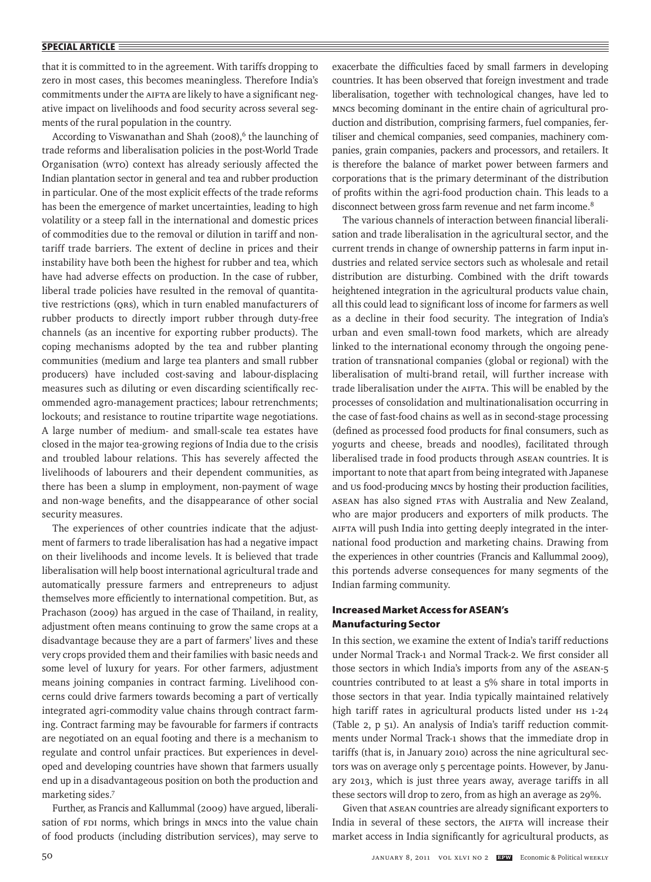that it is committed to in the agreement. With tariffs dropping to zero in most cases, this becomes meaningless. Therefore India's commitments under the AIFTA are likely to have a significant negative impact on livelihoods and food security across several segments of the rural population in the country.

According to Viswanathan and Shah (2008),[6] the launching of trade reforms and liberalisation policies in the post-World Trade Organisation (WTO) context has already seriously affected the Indian plantation sector in general and tea and rubber production in particular. One of the most explicit effects of the trade reforms has been the emergence of market uncertainties, leading to high volatility or a steep fall in the international and domestic prices of commodities due to the removal or dilution in tariff and non-tariff trade barriers. The extent of decline in prices and their instability have both been the highest for rubber and tea, which have had adverse effects on production. In the case of rubber, liberal trade policies have resulted in the removal of quantitative restrictions (QRs), which in turn enabled manufacturers of rubber products to directly import rubber through duty-free channels (as an incentive for exporting rubber products). The coping mechanisms adopted by the tea and rubber planting communities (medium and large tea planters and small rubber producers) have included cost-saving and labour-displacing measures such as diluting or even discarding scientifically recommended agro-management practices; labour retrenchments; lockouts; and resistance to routine tripartite wage negotiations. A large number of medium- and small-scale tea estates have closed in the major tea-growing regions of India due to the crisis and troubled labour relations. This has severely affected the livelihoods of labourers and their dependent communities, as there has been a slump in employment, non-payment of wage and non-wage benefits, and the disappearance of other social security measures.

The experiences of other countries indicate that the adjustment of farmers to trade liberalisation has had a negative impact on their livelihoods and income levels. It is believed that trade liberalisation will help boost international agricultural trade and automatically pressure farmers and entrepreneurs to adjust themselves more efficiently to international competition. But, as Prachason (2009) has argued in the case of Thailand, in reality, adjustment often means continuing to grow the same crops at a disadvantage because they are a part of farmers' lives and these very crops provided them and their families with basic needs and some level of luxury for years. For other farmers, adjustment means joining companies in contract farming. Livelihood concerns could drive farmers towards becoming a part of vertically integrated agri-commodity value chains through contract farming. Contract farming may be favourable for farmers if contracts are negotiated on an equal footing and there is a mechanism to regulate and control unfair practices. But experiences in developed and developing countries have shown that farmers usually end up in a disadvantageous position on both the production and marketing sides.[7]

Further, as Francis and Kallummal (2009) have argued, liberalisation of FDI norms, which brings in MNCs into the value chain of food products (including distribution services), may serve to exacerbate the difficulties faced by small farmers in developing countries. It has been observed that foreign investment and trade liberalisation, together with technological changes, have led to MNCs becoming dominant in the entire chain of agricultural production and distribution, comprising farmers, fuel companies, fertiliser and chemical companies, seed companies, machinery companies, grain companies, packers and processors, and retailers. It is therefore the balance of market power between farmers and corporations that is the primary determinant of the distribution of profits within the agri-food production chain. This leads to a disconnect between gross farm revenue and net farm income.[8]

The various channels of interaction between financial liberalisation and trade liberalisation in the agricultural sector, and the current trends in change of ownership patterns in farm input industries and related service sectors such as wholesale and retail distribution are disturbing. Combined with the drift towards heightened integration in the agricultural products value chain, all this could lead to significant loss of income for farmers as well as a decline in their food security. The integration of India's urban and even small-town food markets, which are already linked to the international economy through the ongoing penetration of transnational companies (global or regional) with the liberalisation of multi-brand retail, will further increase with trade liberalisation under the AIFTA. This will be enabled by the processes of consolidation and multinationalisation occurring in the case of fast-food chains as well as in second-stage processing (defined as processed food products for final consumers, such as yogurts and cheese, breads and noodles), facilitated through liberalised trade in food products through ASEAN countries. It is important to note that apart from being integrated with Japanese and US food-producing MNCs by hosting their production facilities, ASEAN has also signed FTAs with Australia and New Zealand, who are major producers and exporters of milk products. The AIFTA will push India into getting deeply integrated in the international food production and marketing chains. Drawing from the experiences in other countries (Francis and Kallummal 2009), this portends adverse consequences for many segments of the Indian farming community.

## Increased Market Access for ASEAN's Manufacturing Sector

In this section, we examine the extent of India's tariff reductions under Normal Track-1 and Normal Track-2. We first consider all those sectors in which India's imports from any of the ASEAN-5 countries contributed to at least a 5% share in total imports in those sectors in that year. India typically maintained relatively high tariff rates in agricultural products listed under HS 1-24 (Table 2, p 51). An analysis of India's tariff reduction commitments under Normal Track-1 shows that the immediate drop in tariffs (that is, in January 2010) across the nine agricultural sectors was on average only 5 percentage points. However, by January 2013, which is just three years away, average tariffs in all these sectors will drop to zero, from as high an average as 29%.

Given that ASEAN countries are already significant exporters to India in several of these sectors, the AIFTA will increase their market access in India significantly for agricultural products, as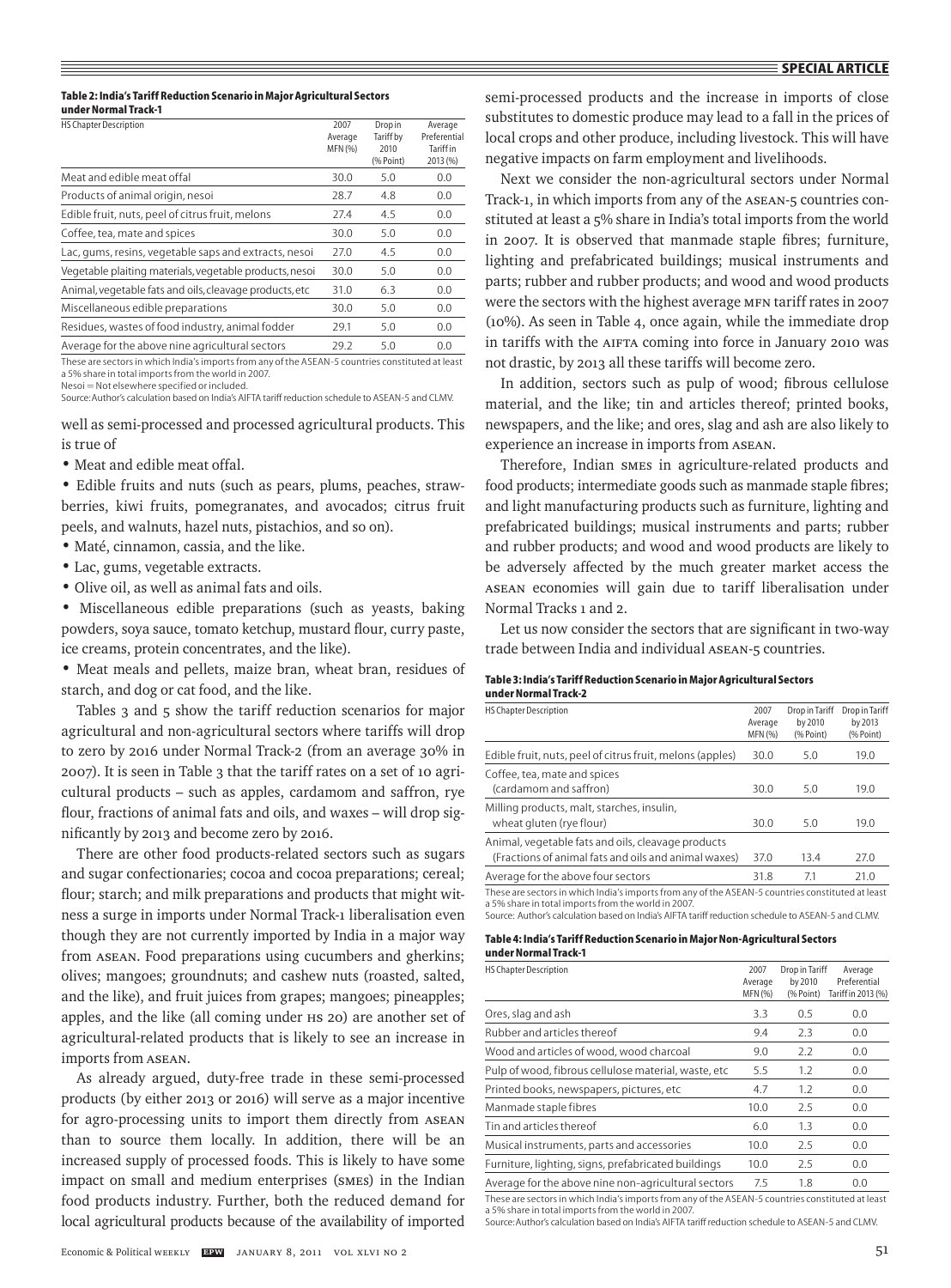**Table 2: India's Tariff Reduction Scenario in Major Agricultural Sectors under Normal Track-1**

| HS Chapter Description | 2007 Average MFN (%) | Drop in Tariff by 2010 (% Point) | Average Preferential Tariff in 2013 (%) |
|---|---|---|---|
| Meat and edible meat offal | 30.0 | 5.0 | 0.0 |
| Products of animal origin, nesoi | 28.7 | 4.8 | 0.0 |
| Edible fruit, nuts, peel of citrus fruit, melons | 27.4 | 4.5 | 0.0 |
| Coffee, tea, mate and spices | 30.0 | 5.0 | 0.0 |
| Lac, gums, resins, vegetable saps and extracts, nesoi | 27.0 | 4.5 | 0.0 |
| Vegetable plaiting materials, vegetable products, nesoi | 30.0 | 5.0 | 0.0 |
| Animal, vegetable fats and oils, cleavage products, etc | 31.0 | 6.3 | 0.0 |
| Miscellaneous edible preparations | 30.0 | 5.0 | 0.0 |
| Residues, wastes of food industry, animal fodder | 29.1 | 5.0 | 0.0 |
| Average for the above nine agricultural sectors | 29.2 | 5.0 | 0.0 |

These are sectors in which India's imports from any of the ASEAN-5 countries constituted at least a 5% share in total imports from the world in 2007.
Nesoi = Not elsewhere specified or included.
Source: Author's calculation based on India's AIFTA tariff reduction schedule to ASEAN-5 and CLMV.

well as semi-processed and processed agricultural products. This is true of

- Meat and edible meat offal.
- Edible fruits and nuts (such as pears, plums, peaches, strawberries, kiwi fruits, pomegranates, and avocados; citrus fruit peels, and walnuts, hazel nuts, pistachios, and so on).
- Maté, cinnamon, cassia, and the like.
- Lac, gums, vegetable extracts.
- Olive oil, as well as animal fats and oils.
- Miscellaneous edible preparations (such as yeasts, baking powders, soya sauce, tomato ketchup, mustard flour, curry paste, ice creams, protein concentrates, and the like).
- Meat meals and pellets, maize bran, wheat bran, residues of starch, and dog or cat food, and the like.

Tables 3 and 5 show the tariff reduction scenarios for major agricultural and non-agricultural sectors where tariffs will drop to zero by 2016 under Normal Track-2 (from an average 30% in 2007). It is seen in Table 3 that the tariff rates on a set of 10 agricultural products – such as apples, cardamom and saffron, rye flour, fractions of animal fats and oils, and waxes – will drop significantly by 2013 and become zero by 2016.

There are other food products-related sectors such as sugars and sugar confectionaries; cocoa and cocoa preparations; cereal; flour; starch; and milk preparations and products that might witness a surge in imports under Normal Track-1 liberalisation even though they are not currently imported by India in a major way from ASEAN. Food preparations using cucumbers and gherkins; olives; mangoes; groundnuts; and cashew nuts (roasted, salted, and the like), and fruit juices from grapes; mangoes; pineapples; apples, and the like (all coming under HS 20) are another set of agricultural-related products that is likely to see an increase in imports from ASEAN.

As already argued, duty-free trade in these semi-processed products (by either 2013 or 2016) will serve as a major incentive for agro-processing units to import them directly from ASEAN than to source them locally. In addition, there will be an increased supply of processed foods. This is likely to have some impact on small and medium enterprises (SMEs) in the Indian food products industry. Further, both the reduced demand for local agricultural products because of the availability of imported semi-processed products and the increase in imports of close substitutes to domestic produce may lead to a fall in the prices of local crops and other produce, including livestock. This will have negative impacts on farm employment and livelihoods.

Next we consider the non-agricultural sectors under Normal Track-1, in which imports from any of the ASEAN-5 countries constituted at least a 5% share in India's total imports from the world in 2007. It is observed that manmade staple fibres; furniture, lighting and prefabricated buildings; musical instruments and parts; rubber and rubber products; and wood and wood products were the sectors with the highest average MFN tariff rates in 2007 (10%). As seen in Table 4, once again, while the immediate drop in tariffs with the AIFTA coming into force in January 2010 was not drastic, by 2013 all these tariffs will become zero.

In addition, sectors such as pulp of wood; fibrous cellulose material, and the like; tin and articles thereof; printed books, newspapers, and the like; and ores, slag and ash are also likely to experience an increase in imports from ASEAN.

Therefore, Indian SMEs in agriculture-related products and food products; intermediate goods such as manmade staple fibres; and light manufacturing products such as furniture, lighting and prefabricated buildings; musical instruments and parts; rubber and rubber products; and wood and wood products are likely to be adversely affected by the much greater market access the ASEAN economies will gain due to tariff liberalisation under Normal Tracks 1 and 2.

Let us now consider the sectors that are significant in two-way trade between India and individual ASEAN-5 countries.

**Table 3: India's Tariff Reduction Scenario in Major Agricultural Sectors under Normal Track-2**

| HS Chapter Description | 2007 Average MFN (%) | Drop in Tariff by 2010 (% Point) | Drop in Tariff by 2013 (% Point) |
|---|---|---|---|
| Edible fruit, nuts, peel of citrus fruit, melons (apples) | 30.0 | 5.0 | 19.0 |
| Coffee, tea, mate and spices (cardamom and saffron) | 30.0 | 5.0 | 19.0 |
| Milling products, malt, starches, insulin, wheat gluten (rye flour) | 30.0 | 5.0 | 19.0 |
| Animal, vegetable fats and oils, cleavage products (Fractions of animal fats and oils and animal waxes) | 37.0 | 13.4 | 27.0 |
| Average for the above four sectors | 31.8 | 7.1 | 21.0 |

These are sectors in which India's imports from any of the ASEAN-5 countries constituted at least a 5% share in total imports from the world in 2007.
Source: Author's calculation based on India's AIFTA tariff reduction schedule to ASEAN-5 and CLMV.

**Table 4: India's Tariff Reduction Scenario in Major Non-Agricultural Sectors under Normal Track-1**

| HS Chapter Description | 2007 Average MFN (%) | Drop in Tariff by 2010 (% Point) | Average Preferential Tariff in 2013 (%) |
|---|---|---|---|
| Ores, slag and ash | 3.3 | 0.5 | 0.0 |
| Rubber and articles thereof | 9.4 | 2.3 | 0.0 |
| Wood and articles of wood, wood charcoal | 9.0 | 2.2 | 0.0 |
| Pulp of wood, fibrous cellulose material, waste, etc | 5.5 | 1.2 | 0.0 |
| Printed books, newspapers, pictures, etc | 4.7 | 1.2 | 0.0 |
| Manmade staple fibres | 10.0 | 2.5 | 0.0 |
| Tin and articles thereof | 6.0 | 1.3 | 0.0 |
| Musical instruments, parts and accessories | 10.0 | 2.5 | 0.0 |
| Furniture, lighting, signs, prefabricated buildings | 10.0 | 2.5 | 0.0 |
| Average for the above nine non-agricultural sectors | 7.5 | 1.8 | 0.0 |

These are sectors in which India's imports from any of the ASEAN-5 countries constituted at least a 5% share in total imports from the world in 2007.
Source: Author's calculation based on India's AIFTA tariff reduction schedule to ASEAN-5 and CLMV.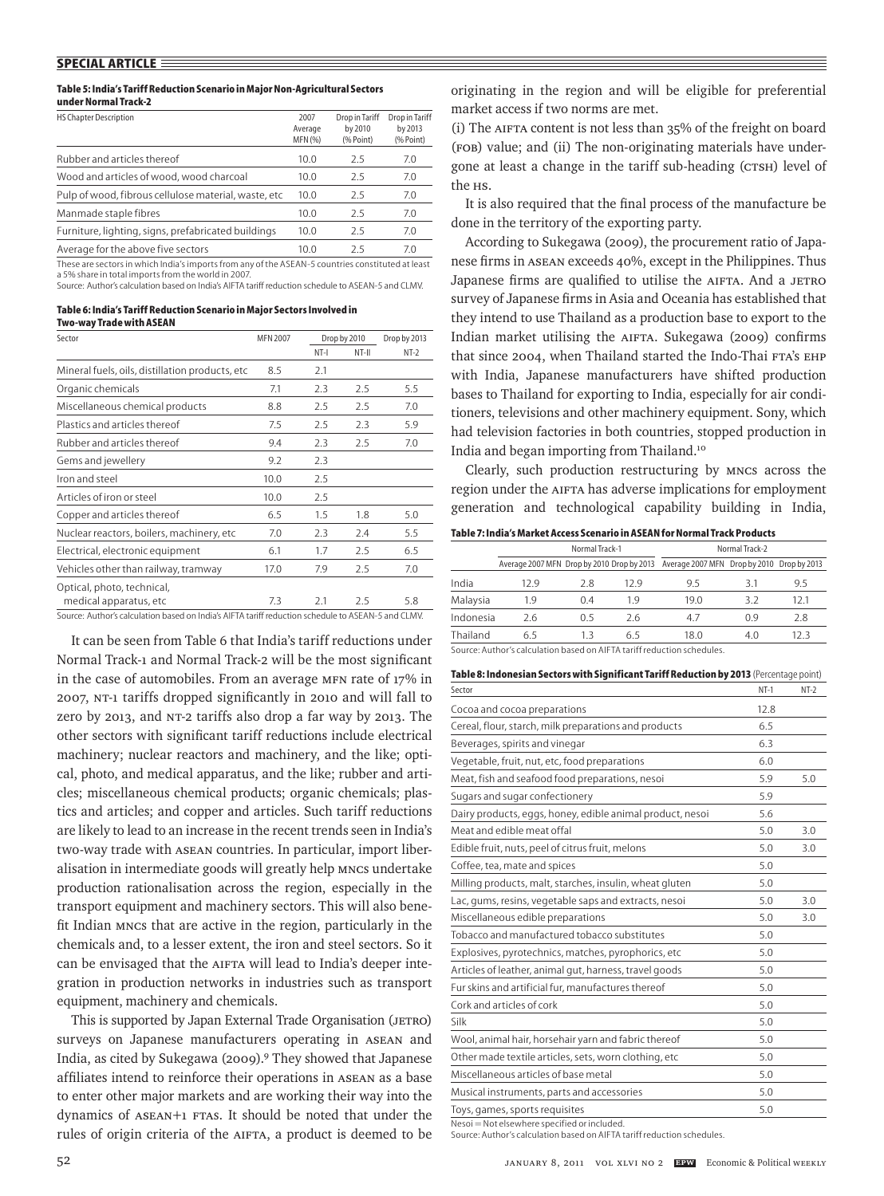**Table 5: India's Tariff Reduction Scenario in Major Non-Agricultural Sectors under Normal Track-2**

| HS Chapter Description | 2007 Average MFN (%) | Drop in Tariff by 2010 (% Point) | Drop in Tariff by 2013 (% Point) |
|---|---|---|---|
| Rubber and articles thereof | 10.0 | 2.5 | 7.0 |
| Wood and articles of wood, wood charcoal | 10.0 | 2.5 | 7.0 |
| Pulp of wood, fibrous cellulose material, waste, etc | 10.0 | 2.5 | 7.0 |
| Manmade staple fibres | 10.0 | 2.5 | 7.0 |
| Furniture, lighting, signs, prefabricated buildings | 10.0 | 2.5 | 7.0 |
| Average for the above five sectors | 10.0 | 2.5 | 7.0 |

These are sectors in which India's imports from any of the ASEAN-5 countries constituted at least a 5% share in total imports from the world in 2007.
Source: Author's calculation based on India's AIFTA tariff reduction schedule to ASEAN-5 and CLMV.

**Table 6: India's Tariff Reduction Scenario in Major Sectors Involved in Two-way Trade with ASEAN**

| Sector | MFN 2007 | Drop by 2010 | | Drop by 2013 |
|---|---|---|---|---|
| | | NT-I | NT-II | NT-2 |
| Mineral fuels, oils, distillation products, etc | 8.5 | 2.1 | | |
| Organic chemicals | 7.1 | 2.3 | 2.5 | 5.5 |
| Miscellaneous chemical products | 8.8 | 2.5 | 2.5 | 7.0 |
| Plastics and articles thereof | 7.5 | 2.5 | 2.3 | 5.9 |
| Rubber and articles thereof | 9.4 | 2.3 | 2.5 | 7.0 |
| Gems and jewellery | 9.2 | 2.3 | | |
| Iron and steel | 10.0 | 2.5 | | |
| Articles of iron or steel | 10.0 | 2.5 | | |
| Copper and articles thereof | 6.5 | 1.5 | 1.8 | 5.0 |
| Nuclear reactors, boilers, machinery, etc | 7.0 | 2.3 | 2.4 | 5.5 |
| Electrical, electronic equipment | 6.1 | 1.7 | 2.5 | 6.5 |
| Vehicles other than railway, tramway | 17.0 | 7.9 | 2.5 | 7.0 |
| Optical, photo, technical, medical apparatus, etc | 7.3 | 2.1 | 2.5 | 5.8 |

Source: Author's calculation based on India's AIFTA tariff reduction schedule to ASEAN-5 and CLMV.

It can be seen from Table 6 that India's tariff reductions under Normal Track-1 and Normal Track-2 will be the most significant in the case of automobiles. From an average MFN rate of 17% in 2007, NT-1 tariffs dropped significantly in 2010 and will fall to zero by 2013, and NT-2 tariffs also drop a far way by 2013. The other sectors with significant tariff reductions include electrical machinery; nuclear reactors and machinery, and the like; optical, photo, and medical apparatus, and the like; rubber and articles; miscellaneous chemical products; organic chemicals; plastics and articles; and copper and articles. Such tariff reductions are likely to lead to an increase in the recent trends seen in India's two-way trade with ASEAN countries. In particular, import liberalisation in intermediate goods will greatly help MNCs undertake production rationalisation across the region, especially in the transport equipment and machinery sectors. This will also benefit Indian MNCs that are active in the region, particularly in the chemicals and, to a lesser extent, the iron and steel sectors. So it can be envisaged that the AIFTA will lead to India's deeper integration in production networks in industries such as transport equipment, machinery and chemicals.

This is supported by Japan External Trade Organisation (JETRO) surveys on Japanese manufacturers operating in ASEAN and India, as cited by Sukegawa (2009).[9] They showed that Japanese affiliates intend to reinforce their operations in ASEAN as a base to enter other major markets and are working their way into the dynamics of ASEAN+1 FTAs. It should be noted that under the rules of origin criteria of the AIFTA, a product is deemed to be originating in the region and will be eligible for preferential market access if two norms are met.

(i) The AIFTA content is not less than 35% of the freight on board (FOB) value; and (ii) The non-originating materials have undergone at least a change in the tariff sub-heading (CTSH) level of the HS.

It is also required that the final process of the manufacture be done in the territory of the exporting party.

According to Sukegawa (2009), the procurement ratio of Japanese firms in ASEAN exceeds 40%, except in the Philippines. Thus Japanese firms are qualified to utilise the AIFTA. And a JETRO survey of Japanese firms in Asia and Oceania has established that they intend to use Thailand as a production base to export to the Indian market utilising the AIFTA. Sukegawa (2009) confirms that since 2004, when Thailand started the Indo-Thai FTA's EHP with India, Japanese manufacturers have shifted production bases to Thailand for exporting to India, especially for air conditioners, televisions and other machinery equipment. Sony, which had television factories in both countries, stopped production in India and began importing from Thailand.[10]

Clearly, such production restructuring by MNCs across the region under the AIFTA has adverse implications for employment generation and technological capability building in India,

**Table 7: India's Market Access Scenario in ASEAN for Normal Track Products**

| | Normal Track-1 | | | Normal Track-2 | | |
|---|---|---|---|---|---|---|
| | Average 2007 MFN | Drop by 2010 | Drop by 2013 | Average 2007 MFN | Drop by 2010 | Drop by 2013 |
| India | 12.9 | 2.8 | 12.9 | 9.5 | 3.1 | 9.5 |
| Malaysia | 1.9 | 0.4 | 1.9 | 19.0 | 3.2 | 12.1 |
| Indonesia | 2.6 | 0.5 | 2.6 | 4.7 | 0.9 | 2.8 |
| Thailand | 6.5 | 1.3 | 6.5 | 18.0 | 4.0 | 12.3 |

Source: Author's calculation based on AIFTA tariff reduction schedules.

**Table 8: Indonesian Sectors with Significant Tariff Reduction by 2013** (Percentage point)

| Sector | NT-1 | NT-2 |
|---|---|---|
| Cocoa and cocoa preparations | 12.8 | |
| Cereal, flour, starch, milk preparations and products | 6.5 | |
| Beverages, spirits and vinegar | 6.3 | |
| Vegetable, fruit, nut, etc, food preparations | 6.0 | |
| Meat, fish and seafood food preparations, nesoi | 5.9 | 5.0 |
| Sugars and sugar confectionery | 5.9 | |
| Dairy products, eggs, honey, edible animal product, nesoi | 5.6 | |
| Meat and edible meat offal | 5.0 | 3.0 |
| Edible fruit, nuts, peel of citrus fruit, melons | 5.0 | 3.0 |
| Coffee, tea, mate and spices | 5.0 | |
| Milling products, malt, starches, insulin, wheat gluten | 5.0 | |
| Lac, gums, resins, vegetable saps and extracts, nesoi | 5.0 | 3.0 |
| Miscellaneous edible preparations | 5.0 | 3.0 |
| Tobacco and manufactured tobacco substitutes | 5.0 | |
| Explosives, pyrotechnics, matches, pyrophorics, etc | 5.0 | |
| Articles of leather, animal gut, harness, travel goods | 5.0 | |
| Fur skins and artificial fur, manufactures thereof | 5.0 | |
| Cork and articles of cork | 5.0 | |
| Silk | 5.0 | |
| Wool, animal hair, horsehair yarn and fabric thereof | 5.0 | |
| Other made textile articles, sets, worn clothing, etc | 5.0 | |
| Miscellaneous articles of base metal | 5.0 | |
| Musical instruments, parts and accessories | 5.0 | |
| Toys, games, sports requisites | 5.0 | |

Nesoi = Not elsewhere specified or included.
Source: Author's calculation based on AIFTA tariff reduction schedules.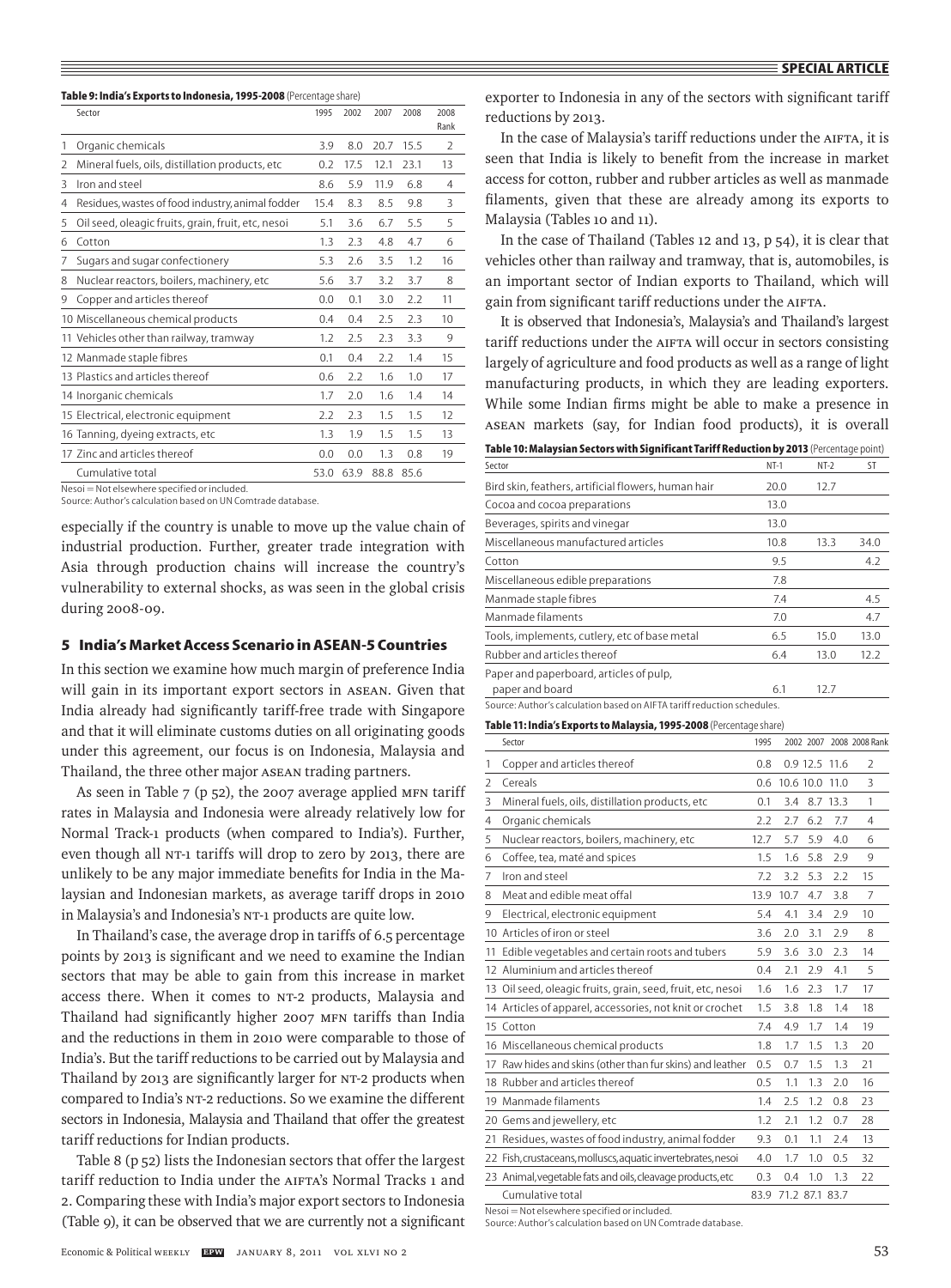**Table 9: India's Exports to Indonesia, 1995-2008** (Percentage share)

| | Sector | 1995 | 2002 | 2007 | 2008 | 2008 Rank |
|---|---|---|---|---|---|---|
| 1 | Organic chemicals | 3.9 | 8.0 | 20.7 | 15.5 | 2 |
| 2 | Mineral fuels, oils, distillation products, etc | 0.2 | 17.5 | 12.1 | 23.1 | 13 |
| 3 | Iron and steel | 8.6 | 5.9 | 11.9 | 6.8 | 4 |
| 4 | Residues, wastes of food industry, animal fodder | 15.4 | 8.3 | 8.5 | 9.8 | 3 |
| 5 | Oil seed, oleagic fruits, grain, fruit, etc, nesoi | 5.1 | 3.6 | 6.7 | 5.5 | 5 |
| 6 | Cotton | 1.3 | 2.3 | 4.8 | 4.7 | 6 |
| 7 | Sugars and sugar confectionery | 5.3 | 2.6 | 3.5 | 1.2 | 16 |
| 8 | Nuclear reactors, boilers, machinery, etc | 5.6 | 3.7 | 3.2 | 3.7 | 8 |
| 9 | Copper and articles thereof | 0.0 | 0.1 | 3.0 | 2.2 | 11 |
| 10 | Miscellaneous chemical products | 0.4 | 0.4 | 2.5 | 2.3 | 10 |
| 11 | Vehicles other than railway, tramway | 1.2 | 2.5 | 2.3 | 3.3 | 9 |
| 12 | Manmade staple fibres | 0.1 | 0.4 | 2.2 | 1.4 | 15 |
| 13 | Plastics and articles thereof | 0.6 | 2.2 | 1.6 | 1.0 | 17 |
| 14 | Inorganic chemicals | 1.7 | 2.0 | 1.6 | 1.4 | 14 |
| 15 | Electrical, electronic equipment | 2.2 | 2.3 | 1.5 | 1.5 | 12 |
| 16 | Tanning, dyeing extracts, etc | 1.3 | 1.9 | 1.5 | 1.5 | 13 |
| 17 | Zinc and articles thereof | 0.0 | 0.0 | 1.3 | 0.8 | 19 |
| | Cumulative total | 53.0 | 63.9 | 88.8 | 85.6 | |

Nesoi = Not elsewhere specified or included.
Source: Author's calculation based on UN Comtrade database.

especially if the country is unable to move up the value chain of industrial production. Further, greater trade integration with Asia through production chains will increase the country's vulnerability to external shocks, as was seen in the global crisis during 2008-09.

## 5 India's Market Access Scenario in ASEAN-5 Countries

In this section we examine how much margin of preference India will gain in its important export sectors in ASEAN. Given that India already had significantly tariff-free trade with Singapore and that it will eliminate customs duties on all originating goods under this agreement, our focus is on Indonesia, Malaysia and Thailand, the three other major ASEAN trading partners.

As seen in Table 7 (p 52), the 2007 average applied MFN tariff rates in Malaysia and Indonesia were already relatively low for Normal Track-1 products (when compared to India's). Further, even though all NT-1 tariffs will drop to zero by 2013, there are unlikely to be any major immediate benefits for India in the Malaysian and Indonesian markets, as average tariff drops in 2010 in Malaysia's and Indonesia's NT-1 products are quite low.

In Thailand's case, the average drop in tariffs of 6.5 percentage points by 2013 is significant and we need to examine the Indian sectors that may be able to gain from this increase in market access there. When it comes to NT-2 products, Malaysia and Thailand had significantly higher 2007 MFN tariffs than India and the reductions in them in 2010 were comparable to those of India's. But the tariff reductions to be carried out by Malaysia and Thailand by 2013 are significantly larger for NT-2 products when compared to India's NT-2 reductions. So we examine the different sectors in Indonesia, Malaysia and Thailand that offer the greatest tariff reductions for Indian products.

Table 8 (p 52) lists the Indonesian sectors that offer the largest tariff reduction to India under the AIFTA's Normal Tracks 1 and 2. Comparing these with India's major export sectors to Indonesia (Table 9), it can be observed that we are currently not a significant exporter to Indonesia in any of the sectors with significant tariff reductions by 2013.

In the case of Malaysia's tariff reductions under the AIFTA, it is seen that India is likely to benefit from the increase in market access for cotton, rubber and rubber articles as well as manmade filaments, given that these are already among its exports to Malaysia (Tables 10 and 11).

In the case of Thailand (Tables 12 and 13, p 54), it is clear that vehicles other than railway and tramway, that is, automobiles, is an important sector of Indian exports to Thailand, which will gain from significant tariff reductions under the AIFTA.

It is observed that Indonesia's, Malaysia's and Thailand's largest tariff reductions under the AIFTA will occur in sectors consisting largely of agriculture and food products as well as a range of light manufacturing products, in which they are leading exporters. While some Indian firms might be able to make a presence in ASEAN markets (say, for Indian food products), it is overall

**Table 10: Malaysian Sectors with Significant Tariff Reduction by 2013** (Percentage point)

| Sector | NT-1 | NT-2 | ST |
|---|---|---|---|
| Bird skin, feathers, artificial flowers, human hair | 20.0 | 12.7 | |
| Cocoa and cocoa preparations | 13.0 | | |
| Beverages, spirits and vinegar | 13.0 | | |
| Miscellaneous manufactured articles | 10.8 | 13.3 | 34.0 |
| Cotton | 9.5 | | 4.2 |
| Miscellaneous edible preparations | 7.8 | | |
| Manmade staple fibres | 7.4 | | 4.5 |
| Manmade filaments | 7.0 | | 4.7 |
| Tools, implements, cutlery, etc of base metal | 6.5 | 15.0 | 13.0 |
| Rubber and articles thereof | 6.4 | 13.0 | 12.2 |
| Paper and paperboard, articles of pulp, paper and board | 6.1 | 12.7 | |

Source: Author's calculation based on AIFTA tariff reduction schedules.

**Table 11: India's Exports to Malaysia, 1995-2008** (Percentage share)

| | Sector | 1995 | 2002 | 2007 | 2008 | 2008 Rank |
|---|---|---|---|---|---|---|
| 1 | Copper and articles thereof | 0.8 | 0.9 | 12.5 | 11.6 | 2 |
| 2 | Cereals | 0.6 | 10.6 | 10.0 | 11.0 | 3 |
| 3 | Mineral fuels, oils, distillation products, etc | 0.1 | 3.4 | 8.7 | 13.3 | 1 |
| 4 | Organic chemicals | 2.2 | 2.7 | 6.2 | 7.7 | 4 |
| 5 | Nuclear reactors, boilers, machinery, etc | 12.7 | 5.7 | 5.9 | 4.0 | 6 |
| 6 | Coffee, tea, maté and spices | 1.5 | 1.6 | 5.8 | 2.9 | 9 |
| 7 | Iron and steel | 7.2 | 3.2 | 5.3 | 2.2 | 15 |
| 8 | Meat and edible meat offal | 13.9 | 10.7 | 4.7 | 3.8 | 7 |
| 9 | Electrical, electronic equipment | 5.4 | 4.1 | 3.4 | 2.9 | 10 |
| 10 | Articles of iron or steel | 3.6 | 2.0 | 3.1 | 2.9 | 8 |
| 11 | Edible vegetables and certain roots and tubers | 5.9 | 3.6 | 3.0 | 2.3 | 14 |
| 12 | Aluminium and articles thereof | 0.4 | 2.1 | 2.9 | 4.1 | 5 |
| 13 | Oil seed, oleagic fruits, grain, seed, fruit, etc, nesoi | 1.6 | 1.6 | 2.3 | 1.7 | 17 |
| 14 | Articles of apparel, accessories, not knit or crochet | 1.5 | 3.8 | 1.8 | 1.4 | 18 |
| 15 | Cotton | 7.4 | 4.9 | 1.7 | 1.4 | 19 |
| 16 | Miscellaneous chemical products | 1.8 | 1.7 | 1.5 | 1.3 | 20 |
| 17 | Raw hides and skins (other than fur skins) and leather | 0.5 | 0.7 | 1.5 | 1.3 | 21 |
| 18 | Rubber and articles thereof | 0.5 | 1.1 | 1.3 | 2.0 | 16 |
| 19 | Manmade filaments | 1.4 | 2.5 | 1.2 | 0.8 | 23 |
| 20 | Gems and jewellery, etc | 1.2 | 2.1 | 1.2 | 0.7 | 28 |
| 21 | Residues, wastes of food industry, animal fodder | 9.3 | 0.1 | 1.1 | 2.4 | 13 |
| 22 | Fish, crustaceans, molluscs, aquatic invertebrates, nesoi | 4.0 | 1.7 | 1.0 | 0.5 | 32 |
| 23 | Animal, vegetable fats and oils, cleavage products, etc | 0.3 | 0.4 | 1.0 | 1.3 | 22 |
| | Cumulative total | 83.9 | 71.2 | 87.1 | 83.7 | |

Nesoi = Not elsewhere specified or included.
Source: Author's calculation based on UN Comtrade database.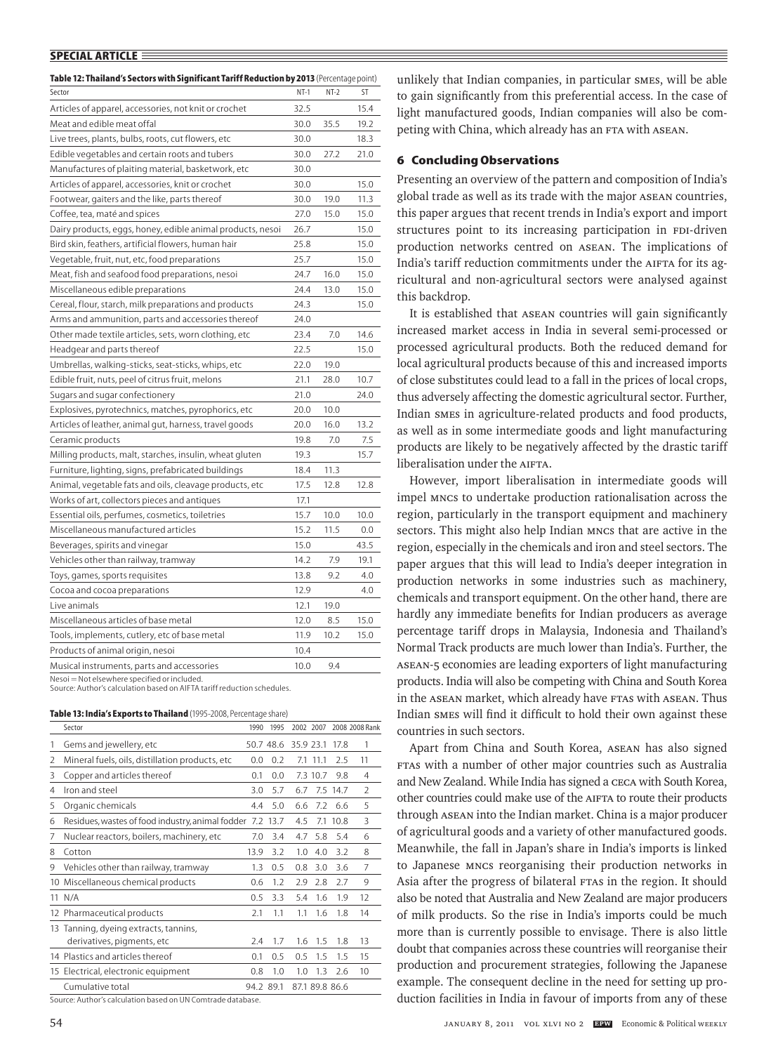**Table 12: Thailand's Sectors with Significant Tariff Reduction by 2013** (Percentage point)

| Sector | NT-1 | NT-2 | ST |
|---|---|---|---|
| Articles of apparel, accessories, not knit or crochet | 32.5 | | 15.4 |
| Meat and edible meat offal | 30.0 | 35.5 | 19.2 |
| Live trees, plants, bulbs, roots, cut flowers, etc | 30.0 | | 18.3 |
| Edible vegetables and certain roots and tubers | 30.0 | 27.2 | 21.0 |
| Manufactures of plaiting material, basketwork, etc | 30.0 | | |
| Articles of apparel, accessories, knit or crochet | 30.0 | | 15.0 |
| Footwear, gaiters and the like, parts thereof | 30.0 | 19.0 | 11.3 |
| Coffee, tea, maté and spices | 27.0 | 15.0 | 15.0 |
| Dairy products, eggs, honey, edible animal products, nesoi | 26.7 | | 15.0 |
| Bird skin, feathers, artificial flowers, human hair | 25.8 | | 15.0 |
| Vegetable, fruit, nut, etc, food preparations | 25.7 | | 15.0 |
| Meat, fish and seafood food preparations, nesoi | 24.7 | 16.0 | 15.0 |
| Miscellaneous edible preparations | 24.4 | 13.0 | 15.0 |
| Cereal, flour, starch, milk preparations and products | 24.3 | | 15.0 |
| Arms and ammunition, parts and accessories thereof | 24.0 | | |
| Other made textile articles, sets, worn clothing, etc | 23.4 | 7.0 | 14.6 |
| Headgear and parts thereof | 22.5 | | 15.0 |
| Umbrellas, walking-sticks, seat-sticks, whips, etc | 22.0 | 19.0 | |
| Edible fruit, nuts, peel of citrus fruit, melons | 21.1 | 28.0 | 10.7 |
| Sugars and sugar confectionery | 21.0 | | 24.0 |
| Explosives, pyrotechnics, matches, pyrophorics, etc | 20.0 | 10.0 | |
| Articles of leather, animal gut, harness, travel goods | 20.0 | 16.0 | 13.2 |
| Ceramic products | 19.8 | 7.0 | 7.5 |
| Milling products, malt, starches, insulin, wheat gluten | 19.3 | | 15.7 |
| Furniture, lighting, signs, prefabricated buildings | 18.4 | 11.3 | |
| Animal, vegetable fats and oils, cleavage products, etc | 17.5 | 12.8 | 12.8 |
| Works of art, collectors pieces and antiques | 17.1 | | |
| Essential oils, perfumes, cosmetics, toiletries | 15.7 | 10.0 | 10.0 |
| Miscellaneous manufactured articles | 15.2 | 11.5 | 0.0 |
| Beverages, spirits and vinegar | 15.0 | | 43.5 |
| Vehicles other than railway, tramway | 14.2 | 7.9 | 19.1 |
| Toys, games, sports requisites | 13.8 | 9.2 | 4.0 |
| Cocoa and cocoa preparations | 12.9 | | 4.0 |
| Live animals | 12.1 | 19.0 | |
| Miscellaneous articles of base metal | 12.0 | 8.5 | 15.0 |
| Tools, implements, cutlery, etc of base metal | 11.9 | 10.2 | 15.0 |
| Products of animal origin, nesoi | 10.4 | | |
| Musical instruments, parts and accessories | 10.0 | 9.4 | |

Nesoi = Not elsewhere specified or included.
Source: Author's calculation based on AIFTA tariff reduction schedules.

**Table 13: India's Exports to Thailand** (1995-2008, Percentage share)

| | Sector | 1990 | 1995 | 2002 | 2007 | 2008 | 2008 Rank |
|---|---|---|---|---|---|---|---|
| 1 | Gems and jewellery, etc | 50.7 | 48.6 | 35.9 | 23.1 | 17.8 | 1 |
| 2 | Mineral fuels, oils, distillation products, etc | 0.0 | 0.2 | 7.1 | 11.1 | 2.5 | 11 |
| 3 | Copper and articles thereof | 0.1 | 0.0 | 7.3 | 10.7 | 9.8 | 4 |
| 4 | Iron and steel | 3.0 | 5.7 | 6.7 | 7.5 | 14.7 | 2 |
| 5 | Organic chemicals | 4.4 | 5.0 | 6.6 | 7.2 | 6.6 | 5 |
| 6 | Residues, wastes of food industry, animal fodder | 7.2 | 13.7 | 4.5 | 7.1 | 10.8 | 3 |
| 7 | Nuclear reactors, boilers, machinery, etc | 7.0 | 3.4 | 4.7 | 5.8 | 5.4 | 6 |
| 8 | Cotton | 13.9 | 3.2 | 1.0 | 4.0 | 3.2 | 8 |
| 9 | Vehicles other than railway, tramway | 1.3 | 0.5 | 0.8 | 3.0 | 3.6 | 7 |
| 10 | Miscellaneous chemical products | 0.6 | 1.2 | 2.9 | 2.8 | 2.7 | 9 |
| 11 | N/A | 0.5 | 3.3 | 5.4 | 1.6 | 1.9 | 12 |
| 12 | Pharmaceutical products | 2.1 | 1.1 | 1.1 | 1.6 | 1.8 | 14 |
| 13 | Tanning, dyeing extracts, tannins, derivatives, pigments, etc | 2.4 | 1.7 | 1.6 | 1.5 | 1.8 | 13 |
| 14 | Plastics and articles thereof | 0.1 | 0.5 | 0.5 | 1.5 | 1.5 | 15 |
| 15 | Electrical, electronic equipment | 0.8 | 1.0 | 1.0 | 1.3 | 2.6 | 10 |
| | Cumulative total | 94.2 | 89.1 | 87.1 | 89.8 | 86.6 | |

Source: Author's calculation based on UN Comtrade database.

unlikely that Indian companies, in particular SMEs, will be able to gain significantly from this preferential access. In the case of light manufactured goods, Indian companies will also be competing with China, which already has an FTA with ASEAN.

## 6 Concluding Observations

Presenting an overview of the pattern and composition of India's global trade as well as its trade with the major ASEAN countries, this paper argues that recent trends in India's export and import structures point to its increasing participation in FDI-driven production networks centred on ASEAN. The implications of India's tariff reduction commitments under the AIFTA for its agricultural and non-agricultural sectors were analysed against this backdrop.

It is established that ASEAN countries will gain significantly increased market access in India in several semi-processed or processed agricultural products. Both the reduced demand for local agricultural products because of this and increased imports of close substitutes could lead to a fall in the prices of local crops, thus adversely affecting the domestic agricultural sector. Further, Indian SMEs in agriculture-related products and food products, as well as in some intermediate goods and light manufacturing products are likely to be negatively affected by the drastic tariff liberalisation under the AIFTA.

However, import liberalisation in intermediate goods will impel MNCs to undertake production rationalisation across the region, particularly in the transport equipment and machinery sectors. This might also help Indian MNCs that are active in the region, especially in the chemicals and iron and steel sectors. The paper argues that this will lead to India's deeper integration in production networks in some industries such as machinery, chemicals and transport equipment. On the other hand, there are hardly any immediate benefits for Indian producers as average percentage tariff drops in Malaysia, Indonesia and Thailand's Normal Track products are much lower than India's. Further, the ASEAN-5 economies are leading exporters of light manufacturing products. India will also be competing with China and South Korea in the ASEAN market, which already have FTAs with ASEAN. Thus Indian SMEs will find it difficult to hold their own against these countries in such sectors.

Apart from China and South Korea, ASEAN has also signed FTAs with a number of other major countries such as Australia and New Zealand. While India has signed a CECA with South Korea, other countries could make use of the AIFTA to route their products through ASEAN into the Indian market. China is a major producer of agricultural goods and a variety of other manufactured goods. Meanwhile, the fall in Japan's share in India's imports is linked to Japanese MNCs reorganising their production networks in Asia after the progress of bilateral FTAs in the region. It should also be noted that Australia and New Zealand are major producers of milk products. So the rise in India's imports could be much more than is currently possible to envisage. There is also little doubt that companies across these countries will reorganise their production and procurement strategies, following the Japanese example. The consequent decline in the need for setting up production facilities in India in favour of imports from any of these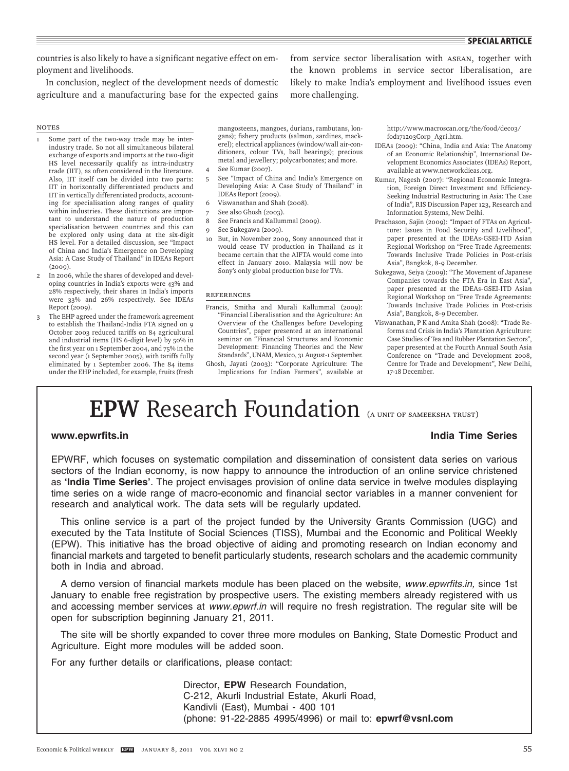countries is also likely to have a significant negative effect on employment and livelihoods.

In conclusion, neglect of the development needs of domestic agriculture and a manufacturing base for the expected gains from service sector liberalisation with ASEAN, together with the known problems in service sector liberalisation, are likely to make India's employment and livelihood issues even more challenging.

## Notes

1. Some part of the two-way trade may be inter-industry trade. So not all simultaneous bilateral exchange of exports and imports at the two-digit HS level necessarily qualify as intra-industry trade (IIT), as often considered in the literature. Also, IIT itself can be divided into two parts: IIT in horizontally differentiated products and IIT in vertically differentiated products, accounting for specialisation along ranges of quality within industries. These distinctions are important to understand the nature of production specialisation between countries and this can be explored only using data at the six-digit HS level. For a detailed discussion, see "Impact of China and India's Emergence on Developing Asia: A Case Study of Thailand" in IDEAs Report (2009).
2. In 2006, while the shares of developed and developing countries in India's exports were 43% and 28% respectively, their shares in India's imports were 33% and 26% respectively. See IDEAs Report (2009).
3. The EHP agreed under the framework agreement to establish the Thailand-India FTA signed on 9 October 2003 reduced tariffs on 84 agricultural and industrial items (HS 6-digit level) by 50% in the first year on 1 September 2004, and 75% in the second year (1 September 2005), with tariffs fully eliminated by 1 September 2006. The 84 items under the EHP included, for example, fruits (fresh mangosteens, mangoes, durians, rambutans, longans); fishery products (salmon, sardines, mackerel); electrical appliances (window/wall air-conditioners, colour TVs, ball bearings); precious metal and jewellery; polycarbonates; and more.
4. See Kumar (2007).
5. See "Impact of China and India's Emergence on Developing Asia: A Case Study of Thailand" in IDEAs Report (2009).
6. Viswanathan and Shah (2008).
7. See also Ghosh (2003).
8. See Francis and Kallummal (2009).
9. See Sukegawa (2009).
10. But, in November 2009, Sony announced that it would cease TV production in Thailand as it became certain that the AIFTA would come into effect in January 2010. Malaysia will now be Sony's only global production base for TVs.

## References

Francis, Smitha and Murali Kallummal (2009): "Financial Liberalisation and the Agriculture: An Overview of the Challenges before Developing Countries", paper presented at an international seminar on "Financial Structures and Economic Development: Financing Theories and the New Standards", UNAM, Mexico, 31 August-1 September.

Ghosh, Jayati (2003): "Corporate Agriculture: The Implications for Indian Farmers", available at http://www.macroscan.org/the/food/dec03/fod171203Corp_Agri.htm.

IDEAs (2009): "China, India and Asia: The Anatomy of an Economic Relationship", International Development Economics Associates (IDEAs) Report, available at www.networkideas.org.

Kumar, Nagesh (2007): "Regional Economic Integration, Foreign Direct Investment and Efficiency-Seeking Industrial Restructuring in Asia: The Case of India", RIS Discussion Paper 123, Research and Information Systems, New Delhi.

Prachason, Sajin (2009): "Impact of FTAs on Agriculture: Issues in Food Security and Livelihood", paper presented at the IDEAs-GSEI-ITD Asian Regional Workshop on "Free Trade Agreements: Towards Inclusive Trade Policies in Post-crisis Asia", Bangkok, 8-9 December.

Sukegawa, Seiya (2009): "The Movement of Japanese Companies towards the FTA Era in East Asia", paper presented at the IDEAs-GSEI-ITD Asian Regional Workshop on "Free Trade Agreements: Towards Inclusive Trade Policies in Post-crisis Asia", Bangkok, 8-9 December.

Viswanathan, P K and Amita Shah (2008): "Trade Reforms and Crisis in India's Plantation Agriculture: Case Studies of Tea and Rubber Plantation Sectors", paper presented at the Fourth Annual South Asia Conference on "Trade and Development 2008, Centre for Trade and Development", New Delhi, 17-18 December.

# EPW Research Foundation (A UNIT OF SAMEEKSHA TRUST)

**www.epwrfits.in** — **India Time Series**

EPWRF, which focuses on systematic compilation and dissemination of consistent data series on various sectors of the Indian economy, is now happy to announce the introduction of an online service christened as **'India Time Series'**. The project envisages provision of online data service in twelve modules displaying time series on a wide range of macro-economic and financial sector variables in a manner convenient for research and analytical work. The data sets will be regularly updated.

This online service is a part of the project funded by the University Grants Commission (UGC) and executed by the Tata Institute of Social Sciences (TISS), Mumbai and the Economic and Political Weekly (EPW). This initiative has the broad objective of aiding and promoting research on Indian economy and financial markets and targeted to benefit particularly students, research scholars and the academic community both in India and abroad.

A demo version of financial markets module has been placed on the website, *www.epwrfits.in,* since 1st January to enable free registration by prospective users. The existing members already registered with us and accessing member services at *www.epwrf.in* will require no fresh registration. The regular site will be open for subscription beginning January 21, 2011.

The site will be shortly expanded to cover three more modules on Banking, State Domestic Product and Agriculture. Eight more modules will be added soon.

For any further details or clarifications, please contact:

Director, **EPW** Research Foundation,
C-212, Akurli Industrial Estate, Akurli Road,
Kandivli (East), Mumbai - 400 101
(phone: 91-22-2885 4995/4996) or mail to: **epwrf@vsnl.com**